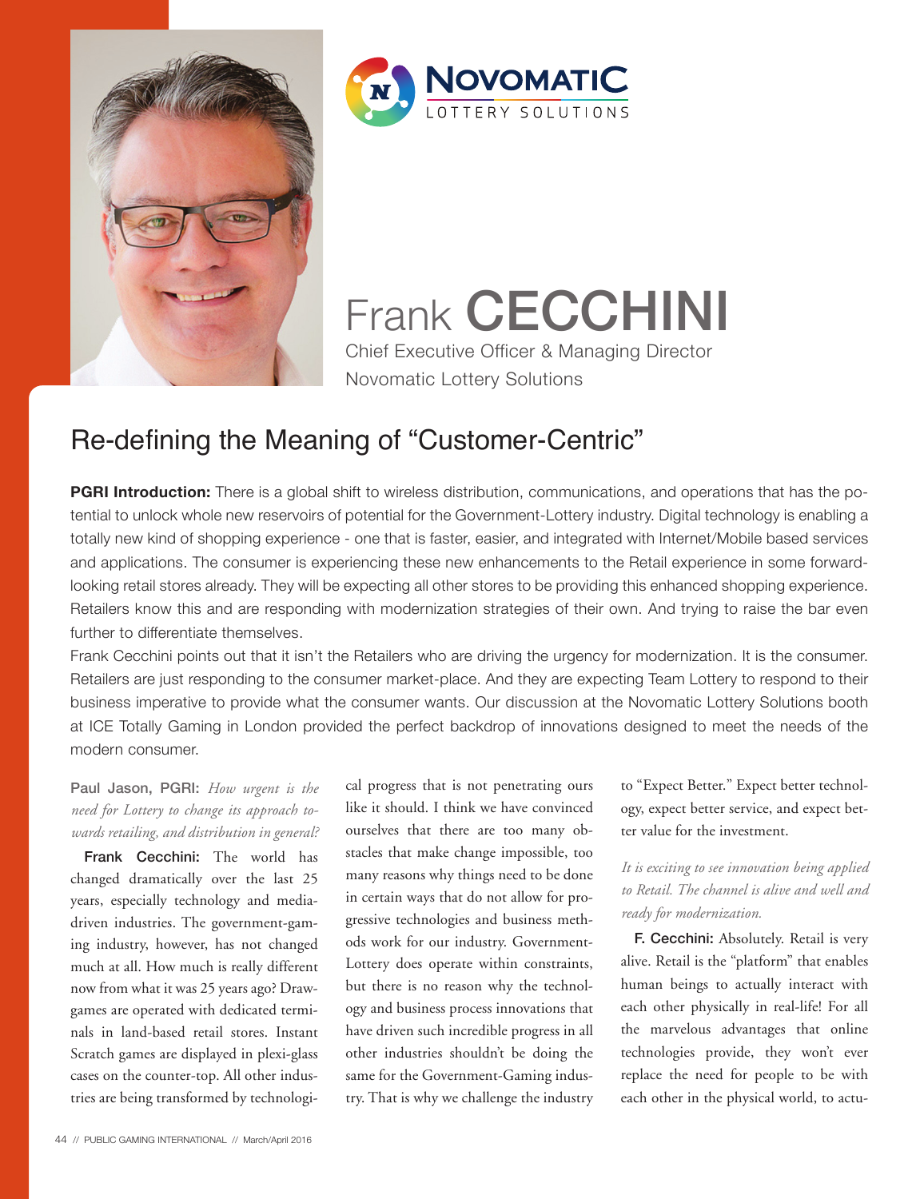# Frank CECCHINI

Chief Executive Officer & Managing Director
Novomatic Lottery Solutions

## Re-defining the Meaning of "Customer-Centric"

**PGRI Introduction:** There is a global shift to wireless distribution, communications, and operations that has the potential to unlock whole new reservoirs of potential for the Government-Lottery industry. Digital technology is enabling a totally new kind of shopping experience - one that is faster, easier, and integrated with Internet/Mobile based services and applications. The consumer is experiencing these new enhancements to the Retail experience in some forward-looking retail stores already. They will be expecting all other stores to be providing this enhanced shopping experience. Retailers know this and are responding with modernization strategies of their own. And trying to raise the bar even further to differentiate themselves.

Frank Cecchini points out that it isn't the Retailers who are driving the urgency for modernization. It is the consumer. Retailers are just responding to the consumer market-place. And they are expecting Team Lottery to respond to their business imperative to provide what the consumer wants. Our discussion at the Novomatic Lottery Solutions booth at ICE Totally Gaming in London provided the perfect backdrop of innovations designed to meet the needs of the modern consumer.

**Paul Jason, PGRI:** *How urgent is the need for Lottery to change its approach towards retailing, and distribution in general?*

**Frank Cecchini:** The world has changed dramatically over the last 25 years, especially technology and media-driven industries. The government-gaming industry, however, has not changed much at all. How much is really different now from what it was 25 years ago? Draw-games are operated with dedicated terminals in land-based retail stores. Instant Scratch games are displayed in plexi-glass cases on the counter-top. All other industries are being transformed by technological progress that is not penetrating ours like it should. I think we have convinced ourselves that there are too many obstacles that make change impossible, too many reasons why things need to be done in certain ways that do not allow for progressive technologies and business methods work for our industry. Government-Lottery does operate within constraints, but there is no reason why the technology and business process innovations that have driven such incredible progress in all other industries shouldn't be doing the same for the Government-Gaming industry. That is why we challenge the industry to "Expect Better." Expect better technology, expect better service, and expect better value for the investment.

*It is exciting to see innovation being applied to Retail. The channel is alive and well and ready for modernization.*

**F. Cecchini:** Absolutely. Retail is very alive. Retail is the "platform" that enables human beings to actually interact with each other physically in real-life! For all the marvelous advantages that online technologies provide, they won't ever replace the need for people to be with each other in the physical world, to actu-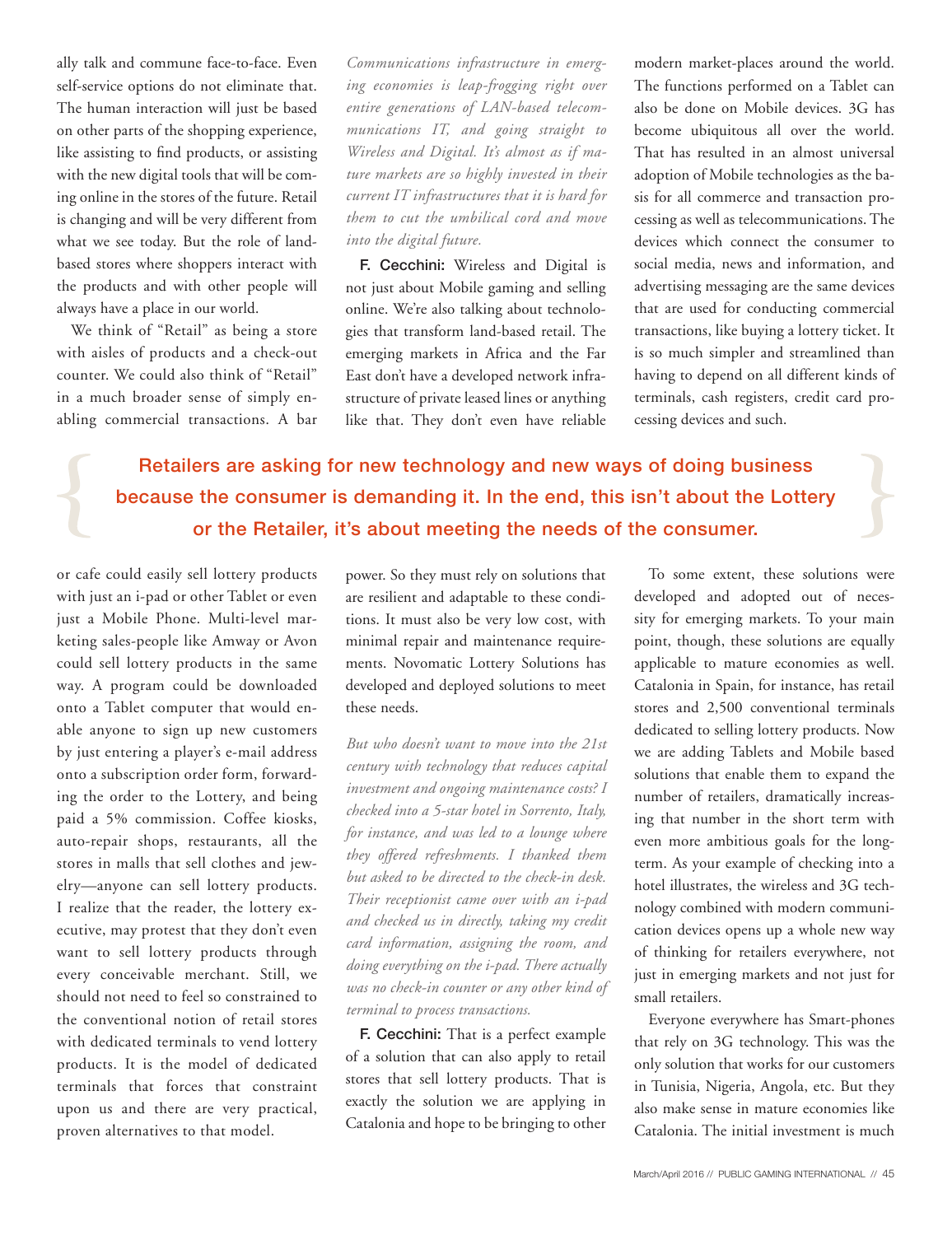ally talk and commune face-to-face. Even self-service options do not eliminate that. The human interaction will just be based on other parts of the shopping experience, like assisting to find products, or assisting with the new digital tools that will be coming online in the stores of the future. Retail is changing and will be very different from what we see today. But the role of land-based stores where shoppers interact with the products and with other people will always have a place in our world.

We think of "Retail" as being a store with aisles of products and a check-out counter. We could also think of "Retail" in a much broader sense of simply enabling commercial transactions. A bar or cafe could easily sell lottery products with just an i-pad or other Tablet or even just a Mobile Phone. Multi-level marketing sales-people like Amway or Avon could sell lottery products in the same way. A program could be downloaded onto a Tablet computer that would enable anyone to sign up new customers by just entering a player's e-mail address onto a subscription order form, forwarding the order to the Lottery, and being paid a 5% commission. Coffee kiosks, auto-repair shops, restaurants, all the stores in malls that sell clothes and jewelry—anyone can sell lottery products. I realize that the reader, the lottery executive, may protest that they don't even want to sell lottery products through every conceivable merchant. Still, we should not need to feel so constrained to the conventional notion of retail stores with dedicated terminals to vend lottery products. It is the model of dedicated terminals that forces that constraint upon us and there are very practical, proven alternatives to that model.

*Communications infrastructure in emerging economies is leap-frogging right over entire generations of LAN-based telecommunications IT, and going straight to Wireless and Digital. It's almost as if mature markets are so highly invested in their current IT infrastructures that it is hard for them to cut the umbilical cord and move into the digital future.*

**F. Cecchini:** Wireless and Digital is not just about Mobile gaming and selling online. We're also talking about technologies that transform land-based retail. The emerging markets in Africa and the Far East don't have a developed network infrastructure of private leased lines or anything like that. They don't even have reliable power. So they must rely on solutions that are resilient and adaptable to these conditions. It must also be very low cost, with minimal repair and maintenance requirements. Novomatic Lottery Solutions has developed and deployed solutions to meet these needs.

*But who doesn't want to move into the 21st century with technology that reduces capital investment and ongoing maintenance costs? I checked into a 5-star hotel in Sorrento, Italy, for instance, and was led to a lounge where they offered refreshments. I thanked them but asked to be directed to the check-in desk. Their receptionist came over with an i-pad and checked us in directly, taking my credit card information, assigning the room, and doing everything on the i-pad. There actually was no check-in counter or any other kind of terminal to process transactions.*

**F. Cecchini:** That is a perfect example of a solution that can also apply to retail stores that sell lottery products. That is exactly the solution we are applying in Catalonia and hope to be bringing to other modern market-places around the world. The functions performed on a Tablet can also be done on Mobile devices. 3G has become ubiquitous all over the world. That has resulted in an almost universal adoption of Mobile technologies as the basis for all commerce and transaction processing as well as telecommunications. The devices which connect the consumer to social media, news and information, and advertising messaging are the same devices that are used for conducting commercial transactions, like buying a lottery ticket. It is so much simpler and streamlined than having to depend on all different kinds of terminals, cash registers, credit card processing devices and such.

> **Retailers are asking for new technology and new ways of doing business because the consumer is demanding it. In the end, this isn't about the Lottery or the Retailer, it's about meeting the needs of the consumer.**

To some extent, these solutions were developed and adopted out of necessity for emerging markets. To your main point, though, these solutions are equally applicable to mature economies as well. Catalonia in Spain, for instance, has retail stores and 2,500 conventional terminals dedicated to selling lottery products. Now we are adding Tablets and Mobile based solutions that enable them to expand the number of retailers, dramatically increasing that number in the short term with even more ambitious goals for the long-term. As your example of checking into a hotel illustrates, the wireless and 3G technology combined with modern communication devices opens up a whole new way of thinking for retailers everywhere, not just in emerging markets and not just for small retailers.

Everyone everywhere has Smart-phones that rely on 3G technology. This was the only solution that works for our customers in Tunisia, Nigeria, Angola, etc. But they also make sense in mature economies like Catalonia. The initial investment is much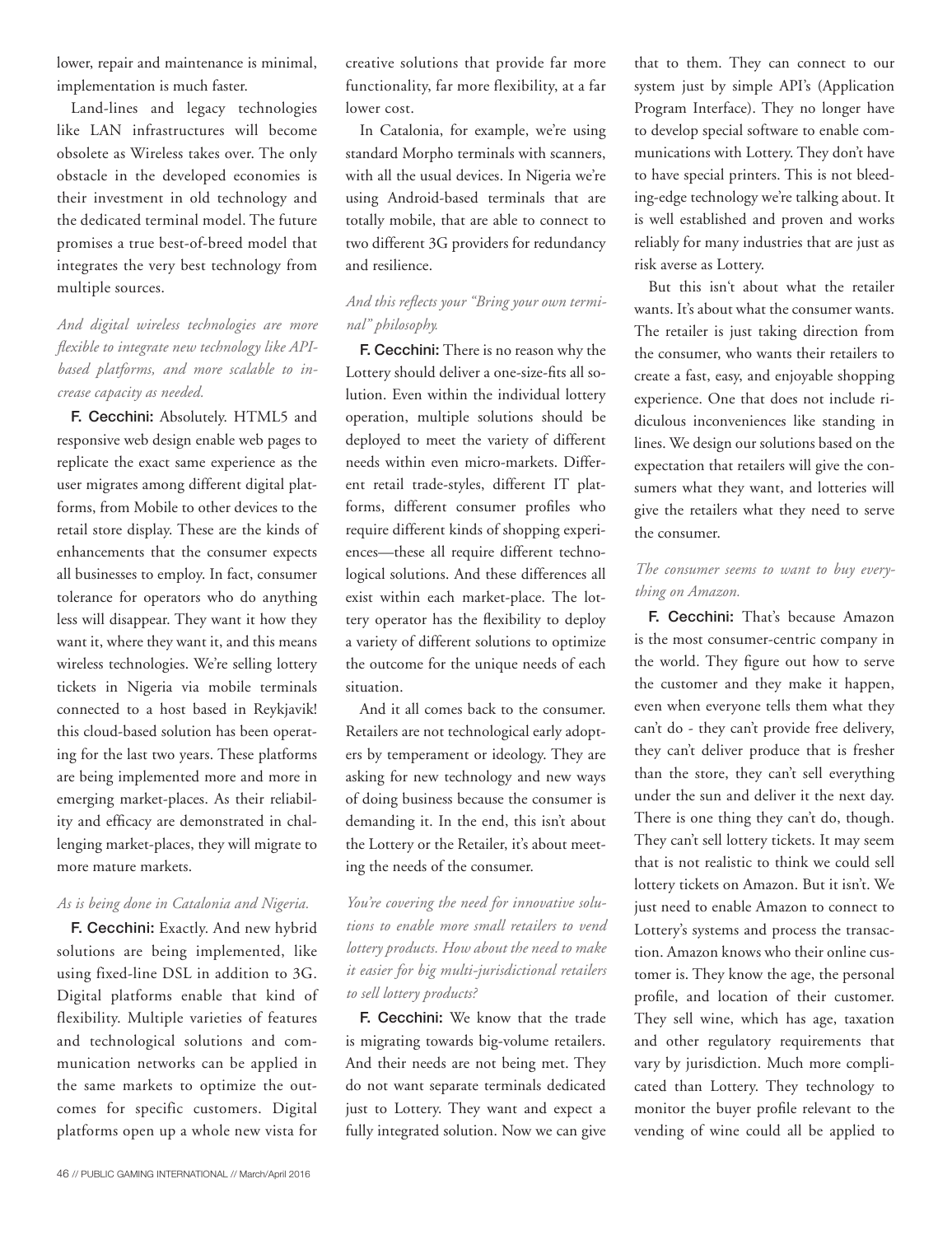lower, repair and maintenance is minimal, implementation is much faster.

Land-lines and legacy technologies like LAN infrastructures will become obsolete as Wireless takes over. The only obstacle in the developed economies is their investment in old technology and the dedicated terminal model. The future promises a true best-of-breed model that integrates the very best technology from multiple sources.

*And digital wireless technologies are more flexible to integrate new technology like API-based platforms, and more scalable to increase capacity as needed.*

**F. Cecchini:** Absolutely. HTML5 and responsive web design enable web pages to replicate the exact same experience as the user migrates among different digital platforms, from Mobile to other devices to the retail store display. These are the kinds of enhancements that the consumer expects all businesses to employ. In fact, consumer tolerance for operators who do anything less will disappear. They want it how they want it, where they want it, and this means wireless technologies. We're selling lottery tickets in Nigeria via mobile terminals connected to a host based in Reykjavik! this cloud-based solution has been operating for the last two years. These platforms are being implemented more and more in emerging market-places. As their reliability and efficacy are demonstrated in challenging market-places, they will migrate to more mature markets.

*As is being done in Catalonia and Nigeria.*

**F. Cecchini:** Exactly. And new hybrid solutions are being implemented, like using fixed-line DSL in addition to 3G. Digital platforms enable that kind of flexibility. Multiple varieties of features and technological solutions and communication networks can be applied in the same markets to optimize the outcomes for specific customers. Digital platforms open up a whole new vista for creative solutions that provide far more functionality, far more flexibility, at a far lower cost.

In Catalonia, for example, we're using standard Morpho terminals with scanners, with all the usual devices. In Nigeria we're using Android-based terminals that are totally mobile, that are able to connect to two different 3G providers for redundancy and resilience.

*And this reflects your "Bring your own terminal" philosophy.*

**F. Cecchini:** There is no reason why the Lottery should deliver a one-size-fits all solution. Even within the individual lottery operation, multiple solutions should be deployed to meet the variety of different needs within even micro-markets. Different retail trade-styles, different IT platforms, different consumer profiles who require different kinds of shopping experiences—these all require different technological solutions. And these differences all exist within each market-place. The lottery operator has the flexibility to deploy a variety of different solutions to optimize the outcome for the unique needs of each situation.

And it all comes back to the consumer. Retailers are not technological early adopters by temperament or ideology. They are asking for new technology and new ways of doing business because the consumer is demanding it. In the end, this isn't about the Lottery or the Retailer, it's about meeting the needs of the consumer.

*You're covering the need for innovative solutions to enable more small retailers to vend lottery products. How about the need to make it easier for big multi-jurisdictional retailers to sell lottery products?*

**F. Cecchini:** We know that the trade is migrating towards big-volume retailers. And their needs are not being met. They do not want separate terminals dedicated just to Lottery. They want and expect a fully integrated solution. Now we can give that to them. They can connect to our system just by simple API's (Application Program Interface). They no longer have to develop special software to enable communications with Lottery. They don't have to have special printers. This is not bleeding-edge technology we're talking about. It is well established and proven and works reliably for many industries that are just as risk averse as Lottery.

But this isn't about what the retailer wants. It's about what the consumer wants. The retailer is just taking direction from the consumer, who wants their retailers to create a fast, easy, and enjoyable shopping experience. One that does not include ridiculous inconveniences like standing in lines. We design our solutions based on the expectation that retailers will give the consumers what they want, and lotteries will give the retailers what they need to serve the consumer.

*The consumer seems to want to buy everything on Amazon.*

**F. Cecchini:** That's because Amazon is the most consumer-centric company in the world. They figure out how to serve the customer and they make it happen, even when everyone tells them what they can't do - they can't provide free delivery, they can't deliver produce that is fresher than the store, they can't sell everything under the sun and deliver it the next day. There is one thing they can't do, though. They can't sell lottery tickets. It may seem that is not realistic to think we could sell lottery tickets on Amazon. But it isn't. We just need to enable Amazon to connect to Lottery's systems and process the transaction. Amazon knows who their online customer is. They know the age, the personal profile, and location of their customer. They sell wine, which has age, taxation and other regulatory requirements that vary by jurisdiction. Much more complicated than Lottery. They technology to monitor the buyer profile relevant to the vending of wine could all be applied to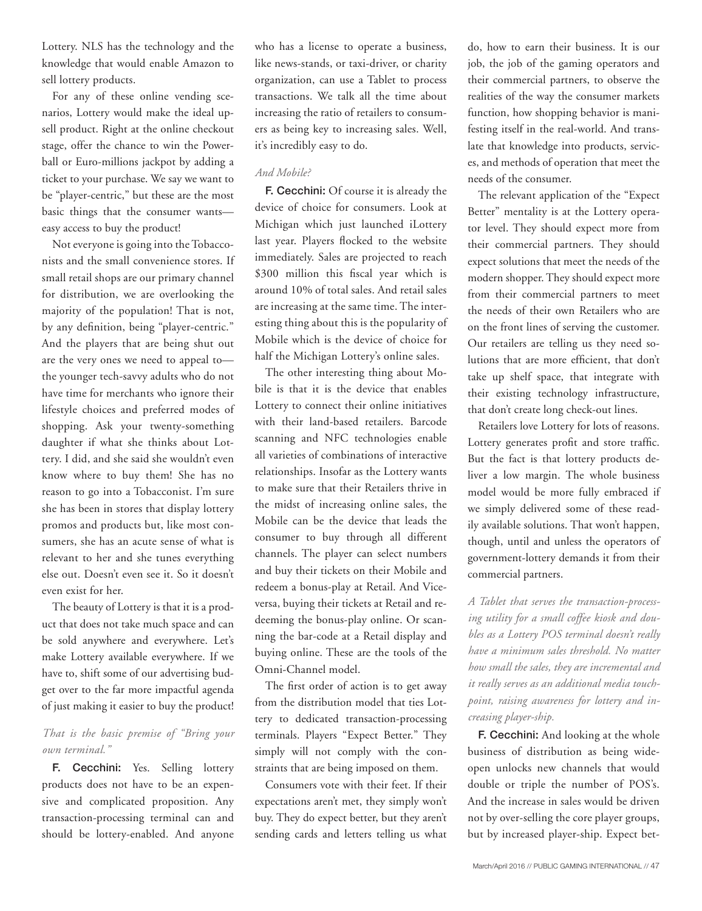Lottery. NLS has the technology and the knowledge that would enable Amazon to sell lottery products.

For any of these online vending scenarios, Lottery would make the ideal up-sell product. Right at the online checkout stage, offer the chance to win the Powerball or Euro-millions jackpot by adding a ticket to your purchase. We say we want to be "player-centric," but these are the most basic things that the consumer wants—easy access to buy the product!

Not everyone is going into the Tobacconists and the small convenience stores. If small retail shops are our primary channel for distribution, we are overlooking the majority of the population! That is not, by any definition, being "player-centric." And the players that are being shut out are the very ones we need to appeal to—the younger tech-savvy adults who do not have time for merchants who ignore their lifestyle choices and preferred modes of shopping. Ask your twenty-something daughter if what she thinks about Lottery. I did, and she said she wouldn't even know where to buy them! She has no reason to go into a Tobacconist. I'm sure she has been in stores that display lottery promos and products but, like most consumers, she has an acute sense of what is relevant to her and she tunes everything else out. Doesn't even see it. So it doesn't even exist for her.

The beauty of Lottery is that it is a product that does not take much space and can be sold anywhere and everywhere. Let's make Lottery available everywhere. If we have to, shift some of our advertising budget over to the far more impactful agenda of just making it easier to buy the product!

*That is the basic premise of "Bring your own terminal."*

**F. Cecchini:** Yes. Selling lottery products does not have to be an expensive and complicated proposition. Any transaction-processing terminal can and should be lottery-enabled. And anyone who has a license to operate a business, like news-stands, or taxi-driver, or charity organization, can use a Tablet to process transactions. We talk all the time about increasing the ratio of retailers to consumers as being key to increasing sales. Well, it's incredibly easy to do.

*And Mobile?*

**F. Cecchini:** Of course it is already the device of choice for consumers. Look at Michigan which just launched iLottery last year. Players flocked to the website immediately. Sales are projected to reach $300 million this fiscal year which is around 10% of total sales. And retail sales are increasing at the same time. The interesting thing about this is the popularity of Mobile which is the device of choice for half the Michigan Lottery's online sales.

The other interesting thing about Mobile is that it is the device that enables Lottery to connect their online initiatives with their land-based retailers. Barcode scanning and NFC technologies enable all varieties of combinations of interactive relationships. Insofar as the Lottery wants to make sure that their Retailers thrive in the midst of increasing online sales, the Mobile can be the device that leads the consumer to buy through all different channels. The player can select numbers and buy their tickets on their Mobile and redeem a bonus-play at Retail. And Vice-versa, buying their tickets at Retail and redeeming the bonus-play online. Or scanning the bar-code at a Retail display and buying online. These are the tools of the Omni-Channel model.

The first order of action is to get away from the distribution model that ties Lottery to dedicated transaction-processing terminals. Players "Expect Better." They simply will not comply with the constraints that are being imposed on them.

Consumers vote with their feet. If their expectations aren't met, they simply won't buy. They do expect better, but they aren't sending cards and letters telling us what do, how to earn their business. It is our job, the job of the gaming operators and their commercial partners, to observe the realities of the way the consumer markets function, how shopping behavior is manifesting itself in the real-world. And translate that knowledge into products, services, and methods of operation that meet the needs of the consumer.

The relevant application of the "Expect Better" mentality is at the Lottery operator level. They should expect more from their commercial partners. They should expect solutions that meet the needs of the modern shopper. They should expect more from their commercial partners to meet the needs of their own Retailers who are on the front lines of serving the customer. Our retailers are telling us they need solutions that are more efficient, that don't take up shelf space, that integrate with their existing technology infrastructure, that don't create long check-out lines.

Retailers love Lottery for lots of reasons. Lottery generates profit and store traffic. But the fact is that lottery products deliver a low margin. The whole business model would be more fully embraced if we simply delivered some of these readily available solutions. That won't happen, though, until and unless the operators of government-lottery demands it from their commercial partners.

*A Tablet that serves the transaction-processing utility for a small coffee kiosk and doubles as a Lottery POS terminal doesn't really have a minimum sales threshold. No matter how small the sales, they are incremental and it really serves as an additional media touchpoint, raising awareness for lottery and increasing player-ship.*

**F. Cecchini:** And looking at the whole business of distribution as being wide-open unlocks new channels that would double or triple the number of POS's. And the increase in sales would be driven not by over-selling the core player groups, but by increased player-ship. Expect bet-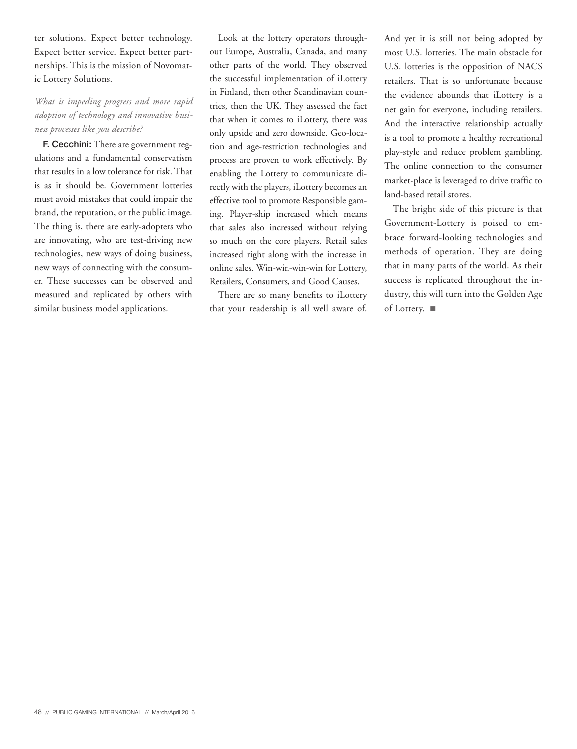ter solutions. Expect better technology. Expect better service. Expect better partnerships. This is the mission of Novomatic Lottery Solutions.

*What is impeding progress and more rapid adoption of technology and innovative business processes like you describe?*

**F. Cecchini:** There are government regulations and a fundamental conservatism that results in a low tolerance for risk. That is as it should be. Government lotteries must avoid mistakes that could impair the brand, the reputation, or the public image. The thing is, there are early-adopters who are innovating, who are test-driving new technologies, new ways of doing business, new ways of connecting with the consumer. These successes can be observed and measured and replicated by others with similar business model applications.

Look at the lottery operators throughout Europe, Australia, Canada, and many other parts of the world. They observed the successful implementation of iLottery in Finland, then other Scandinavian countries, then the UK. They assessed the fact that when it comes to iLottery, there was only upside and zero downside. Geo-location and age-restriction technologies and process are proven to work effectively. By enabling the Lottery to communicate directly with the players, iLottery becomes an effective tool to promote Responsible gaming. Player-ship increased which means that sales also increased without relying so much on the core players. Retail sales increased right along with the increase in online sales. Win-win-win-win for Lottery, Retailers, Consumers, and Good Causes.

There are so many benefits to iLottery that your readership is all well aware of. And yet it is still not being adopted by most U.S. lotteries. The main obstacle for U.S. lotteries is the opposition of NACS retailers. That is so unfortunate because the evidence abounds that iLottery is a net gain for everyone, including retailers. And the interactive relationship actually is a tool to promote a healthy recreational play-style and reduce problem gambling. The online connection to the consumer market-place is leveraged to drive traffic to land-based retail stores.

The bright side of this picture is that Government-Lottery is poised to embrace forward-looking technologies and methods of operation. They are doing that in many parts of the world. As their success is replicated throughout the industry, this will turn into the Golden Age of Lottery. ■